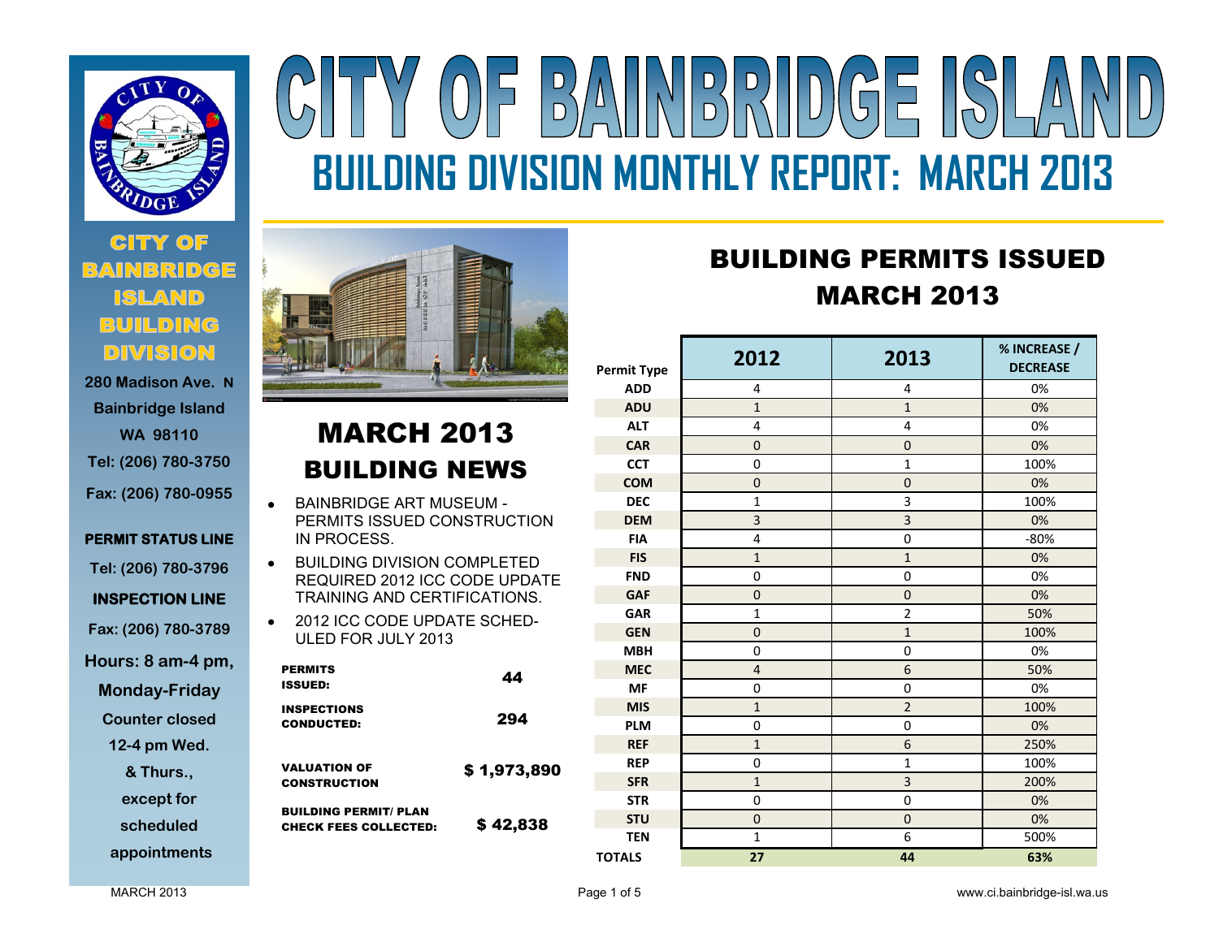# CITY OF BAINBRIDGE ISLAND

## BUILDING DIVISION MONTHLY REPORT: MARCH 2013

**CITY OF BAINBRIDGE ISLAND BUILDING DIVISION**

280 Madison Ave. N
Bainbridge Island
WA 98110
Tel: (206) 780-3750
Fax: (206) 780-0955

**PERMIT STATUS LINE**
Tel: (206) 780-3796

**INSPECTION LINE**
Fax: (206) 780-3789

Hours: 8 am-4 pm, Monday-Friday
Counter closed 12-4 pm Wed. & Thurs., except for scheduled appointments

## MARCH 2013 BUILDING NEWS

- BAINBRIDGE ART MUSEUM - PERMITS ISSUED CONSTRUCTION IN PROCESS.
- BUILDING DIVISION COMPLETED REQUIRED 2012 ICC CODE UPDATE TRAINING AND CERTIFICATIONS.
- 2012 ICC CODE UPDATE SCHEDULED FOR JULY 2013

| | |
|---|---|
| **PERMITS ISSUED:** | 44 |
| **INSPECTIONS CONDUCTED:** | 294 |
| **VALUATION OF CONSTRUCTION** | $ 1,973,890 |
| **BUILDING PERMIT/ PLAN CHECK FEES COLLECTED:** | $ 42,838 |

## BUILDING PERMITS ISSUED MARCH 2013

| Permit Type | 2012 | 2013 | % INCREASE / DECREASE |
|---|---|---|---|
| ADD | 4 | 4 | 0% |
| ADU | 1 | 1 | 0% |
| ALT | 4 | 4 | 0% |
| CAR | 0 | 0 | 0% |
| CCT | 0 | 1 | 100% |
| COM | 0 | 0 | 0% |
| DEC | 1 | 3 | 100% |
| DEM | 3 | 3 | 0% |
| FIA | 4 | 0 | -80% |
| FIS | 1 | 1 | 0% |
| FND | 0 | 0 | 0% |
| GAF | 0 | 0 | 0% |
| GAR | 1 | 2 | 50% |
| GEN | 0 | 1 | 100% |
| MBH | 0 | 0 | 0% |
| MEC | 4 | 6 | 50% |
| MF | 0 | 0 | 0% |
| MIS | 1 | 2 | 100% |
| PLM | 0 | 0 | 0% |
| REF | 1 | 6 | 250% |
| REP | 0 | 1 | 100% |
| SFR | 1 | 3 | 200% |
| STR | 0 | 0 | 0% |
| STU | 0 | 0 | 0% |
| TEN | 1 | 6 | 500% |
| **TOTALS** | **27** | **44** | **63%** |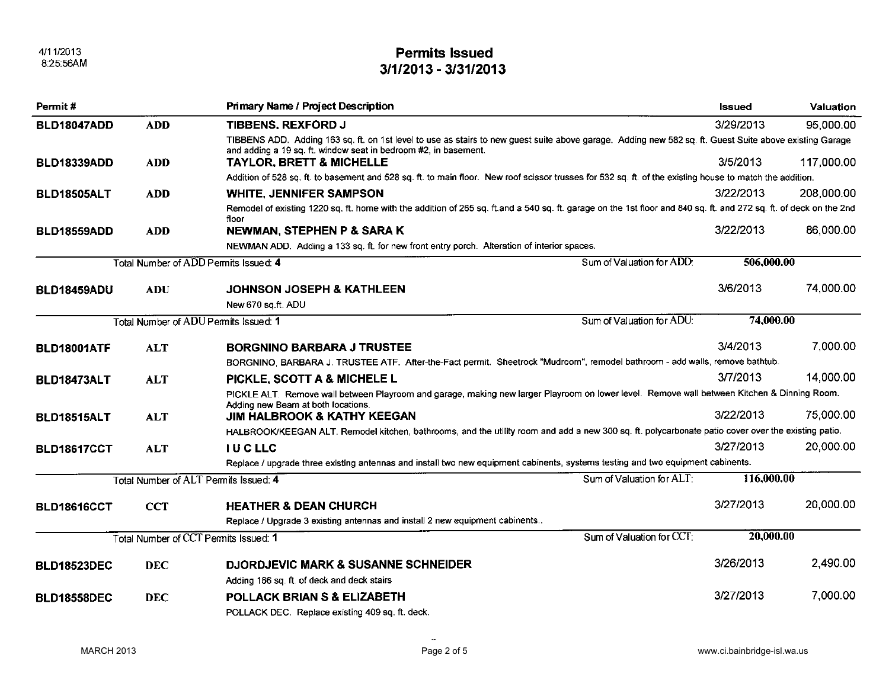# Permits Issued
## 3/1/2013 - 3/31/2013

| Permit # | | Primary Name / Project Description | Issued | Valuation |
|---|---|---|---|---|
| **BLD18047ADD** | **ADD** | **TIBBENS, REXFORD J** | 3/29/2013 | 95,000.00 |
| | | TIBBENS ADD. Adding 163 sq. ft. on 1st level to use as stairs to new guest suite above garage. Adding new 582 sq. ft. Guest Suite above existing Garage and adding a 19 sq. ft. window seat in bedroom #2, in basement. | | |
| **BLD18339ADD** | **ADD** | **TAYLOR, BRETT & MICHELLE** | 3/5/2013 | 117,000.00 |
| | | Addition of 528 sq. ft. to basement and 528 sq. ft. to main floor. New roof scissor trusses for 532 sq. ft. of the existing house to match the addition. | | |
| **BLD18505ALT** | **ADD** | **WHITE, JENNIFER SAMPSON** | 3/22/2013 | 208,000.00 |
| | | Remodel of existing 1220 sq. ft. home with the addition of 265 sq. ft.and a 540 sq. ft. garage on the 1st floor and 840 sq. ft. and 272 sq. ft. of deck on the 2nd floor | | |
| **BLD18559ADD** | **ADD** | **NEWMAN, STEPHEN P & SARA K** | 3/22/2013 | 86,000.00 |
| | | NEWMAN ADD. Adding a 133 sq. ft. for new front entry porch. Alteration of interior spaces. | | |
| | Total Number of ADD Permits Issued: **4** | Sum of Valuation for ADD: | **506,000.00** | |
| **BLD18459ADU** | **ADU** | **JOHNSON JOSEPH & KATHLEEN** | 3/6/2013 | 74,000.00 |
| | | New 670 sq.ft. ADU | | |
| | Total Number of ADU Permits Issued: **1** | Sum of Valuation for ADU: | **74,000.00** | |
| **BLD18001ATF** | **ALT** | **BORGNINO BARBARA J TRUSTEE** | 3/4/2013 | 7,000.00 |
| | | BORGNINO, BARBARA J. TRUSTEE ATF. After-the-Fact permit. Sheetrock "Mudroom", remodel bathroom - add walls, remove bathtub. | | |
| **BLD18473ALT** | **ALT** | **PICKLE, SCOTT A & MICHELE L** | 3/7/2013 | 14,000.00 |
| | | PICKLE ALT. Remove wall between Playroom and garage, making new larger Playroom on lower level. Remove wall between Kitchen & Dinning Room. Adding new Beam at both locations. | | |
| **BLD18515ALT** | **ALT** | **JIM HALBROOK & KATHY KEEGAN** | 3/22/2013 | 75,000.00 |
| | | HALBROOK/KEEGAN ALT. Remodel kitchen, bathrooms, and the utility room and add a new 300 sq. ft. polycarbonate patio cover over the existing patio. | | |
| **BLD18617CCT** | **ALT** | **I U C LLC** | 3/27/2013 | 20,000.00 |
| | | Replace / upgrade three existing antennas and install two new equipment cabinets, systems testing and two equipment cabinets. | | |
| | Total Number of ALT Permits Issued: **4** | Sum of Valuation for ALT: | **116,000.00** | |
| **BLD18616CCT** | **CCT** | **HEATHER & DEAN CHURCH** | 3/27/2013 | 20,000.00 |
| | | Replace / Upgrade 3 existing antennas and install 2 new equipment cabinets.. | | |
| | Total Number of CCT Permits Issued: **1** | Sum of Valuation for CCT: | **20,000.00** | |
| **BLD18523DEC** | **DEC** | **DJORDJEVIC MARK & SUSANNE SCHNEIDER** | 3/26/2013 | 2,490.00 |
| | | Adding 166 sq. ft. of deck and deck stairs | | |
| **BLD18558DEC** | **DEC** | **POLLACK BRIAN S & ELIZABETH** | 3/27/2013 | 7,000.00 |
| | | POLLACK DEC. Replace existing 409 sq. ft. deck. | | |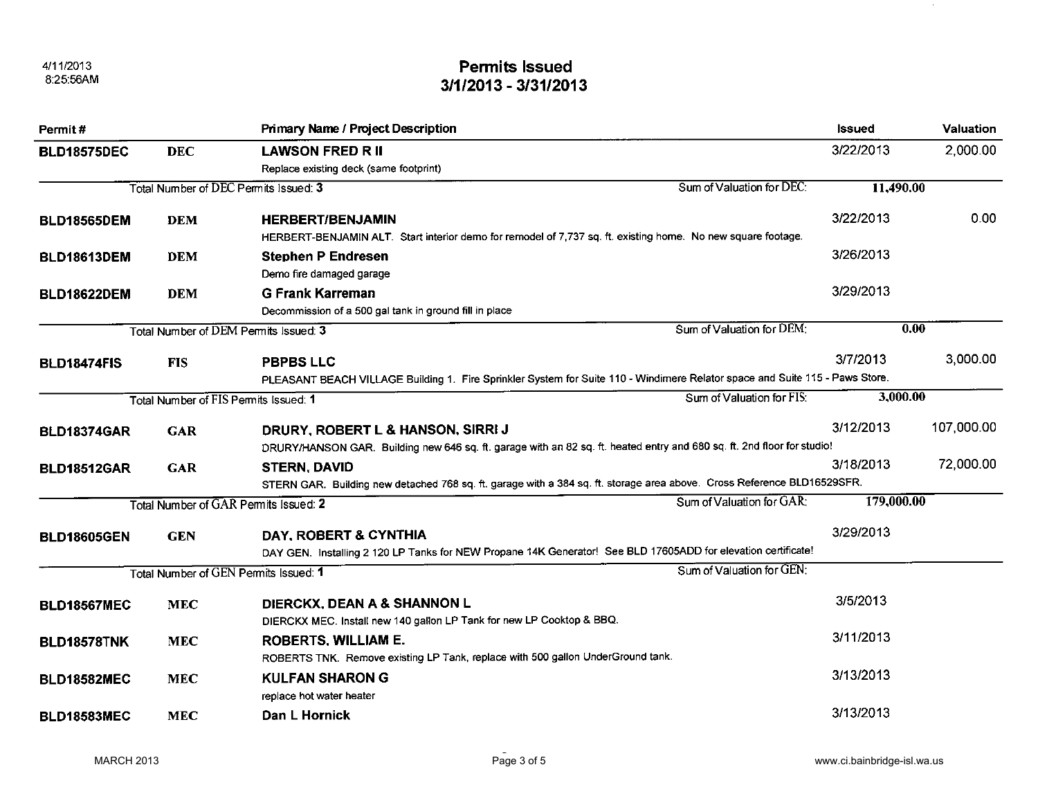# Permits Issued
## 3/1/2013 - 3/31/2013

| Permit # | | Primary Name / Project Description | Issued | Valuation |
|---|---|---|---|---|
| **BLD18575DEC** | DEC | **LAWSON FRED R II**<br>Replace existing deck (same footprint) | 3/22/2013 | 2,000.00 |
| | Total Number of DEC Permits Issued: **3** | Sum of Valuation for DEC: | **11,490.00** | |
| **BLD18565DEM** | DEM | **HERBERT/BENJAMIN**<br>HERBERT-BENJAMIN ALT. Start interior demo for remodel of 7,737 sq. ft. existing home. No new square footage. | 3/22/2013 | 0.00 |
| **BLD18613DEM** | DEM | **Stephen P Endresen**<br>Demo fire damaged garage | 3/26/2013 | |
| **BLD18622DEM** | DEM | **G Frank Karreman**<br>Decommission of a 500 gal tank in ground fill in place | 3/29/2013 | |
| | Total Number of DEM Permits Issued: **3** | Sum of Valuation for DEM: | **0.00** | |
| **BLD18474FIS** | FIS | **PBPBS LLC**<br>PLEASANT BEACH VILLAGE Building 1. Fire Sprinkler System for Suite 110 - Windimere Relator space and Suite 115 - Paws Store. | 3/7/2013 | 3,000.00 |
| | Total Number of FIS Permits Issued: **1** | Sum of Valuation for FIS: | **3,000.00** | |
| **BLD18374GAR** | GAR | **DRURY, ROBERT L & HANSON, SIRRI J**<br>DRURY/HANSON GAR. Building new 646 sq. ft. garage with an 82 sq. ft. heated entry and 680 sq. ft. 2nd floor for studio! | 3/12/2013 | 107,000.00 |
| **BLD18512GAR** | GAR | **STERN, DAVID**<br>STERN GAR. Building new detached 768 sq. ft. garage with a 384 sq. ft. storage area above. Cross Reference BLD16529SFR. | 3/18/2013 | 72,000.00 |
| | Total Number of GAR Permits Issued: **2** | Sum of Valuation for GAR: | **179,000.00** | |
| **BLD18605GEN** | GEN | **DAY, ROBERT & CYNTHIA**<br>DAY GEN. Installing 2 120 LP Tanks for NEW Propane 14K Generator! See BLD 17605ADD for elevation certificate! | 3/29/2013 | |
| | Total Number of GEN Permits Issued: **1** | Sum of Valuation for GEN: | | |
| **BLD18567MEC** | MEC | **DIERCKX, DEAN A & SHANNON L**<br>DIERCKX MEC. Install new 140 gallon LP Tank for new LP Cooktop & BBQ. | 3/5/2013 | |
| **BLD18578TNK** | MEC | **ROBERTS, WILLIAM E.**<br>ROBERTS TNK. Remove existing LP Tank, replace with 500 gallon UnderGround tank. | 3/11/2013 | |
| **BLD18582MEC** | MEC | **KULFAN SHARON G**<br>replace hot water heater | 3/13/2013 | |
| **BLD18583MEC** | MEC | **Dan L Hornick** | 3/13/2013 | |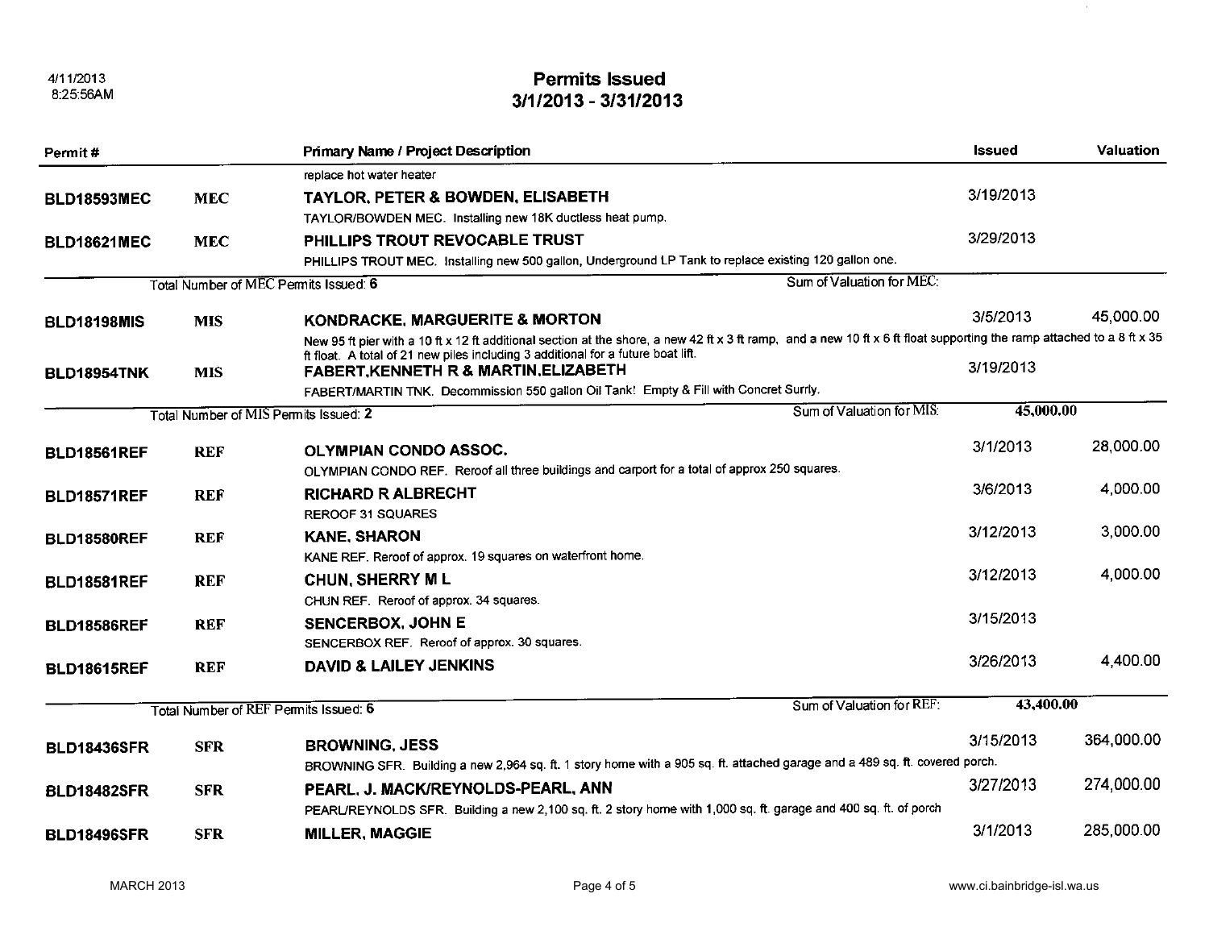# Permits Issued
## 3/1/2013 - 3/31/2013

| Permit # | | Primary Name / Project Description | Issued | Valuation |
|---|---|---|---|---|
| | | replace hot water heater | | |
| BLD18593MEC | MEC | **TAYLOR, PETER & BOWDEN, ELISABETH**<br>TAYLOR/BOWDEN MEC. Installing new 18K ductless heat pump. | 3/19/2013 | |
| BLD18621MEC | MEC | **PHILLIPS TROUT REVOCABLE TRUST**<br>PHILLIPS TROUT MEC. Installing new 500 gallon, Underground LP Tank to replace existing 120 gallon one. | 3/29/2013 | |
| Total Number of MEC Permits Issued: 6 | | Sum of Valuation for MEC: | | |
| BLD18198MIS | MIS | **KONDRACKE, MARGUERITE & MORTON**<br>New 95 ft pier with a 10 ft x 12 ft additional section at the shore, a new 42 ft x 3 ft ramp, and a new 10 ft x 6 ft float supporting the ramp attached to a 8 ft x 35 ft float. A total of 21 new piles including 3 additional for a future boat lift. | 3/5/2013 | 45,000.00 |
| BLD18954TNK | MIS | **FABERT,KENNETH R & MARTIN,ELIZABETH**<br>FABERT/MARTIN TNK. Decommission 550 gallon Oil Tank! Empty & Fill with Concret Surrly. | 3/19/2013 | |
| Total Number of MIS Permits Issued: 2 | | Sum of Valuation for MIS: | 45,000.00 | |
| BLD18561REF | REF | **OLYMPIAN CONDO ASSOC.**<br>OLYMPIAN CONDO REF. Reroof all three buildings and carport for a total of approx 250 squares. | 3/1/2013 | 28,000.00 |
| BLD18571REF | REF | **RICHARD R ALBRECHT**<br>REROOF 31 SQUARES | 3/6/2013 | 4,000.00 |
| BLD18580REF | REF | **KANE, SHARON**<br>KANE REF. Reroof of approx. 19 squares on waterfront home. | 3/12/2013 | 3,000.00 |
| BLD18581REF | REF | **CHUN, SHERRY M L**<br>CHUN REF. Reroof of approx. 34 squares. | 3/12/2013 | 4,000.00 |
| BLD18586REF | REF | **SENCERBOX, JOHN E**<br>SENCERBOX REF. Reroof of approx. 30 squares. | 3/15/2013 | |
| BLD18615REF | REF | **DAVID & LAILEY JENKINS** | 3/26/2013 | 4,400.00 |
| Total Number of REF Permits Issued: 6 | | Sum of Valuation for REF: | 43,400.00 | |
| BLD18436SFR | SFR | **BROWNING, JESS**<br>BROWNING SFR. Building a new 2,964 sq. ft. 1 story home with a 905 sq. ft. attached garage and a 489 sq. ft. covered porch. | 3/15/2013 | 364,000.00 |
| BLD18482SFR | SFR | **PEARL, J. MACK/REYNOLDS-PEARL, ANN**<br>PEARL/REYNOLDS SFR. Building a new 2,100 sq. ft. 2 story home with 1,000 sq. ft. garage and 400 sq. ft. of porch | 3/27/2013 | 274,000.00 |
| BLD18496SFR | SFR | **MILLER, MAGGIE** | 3/1/2013 | 285,000.00 |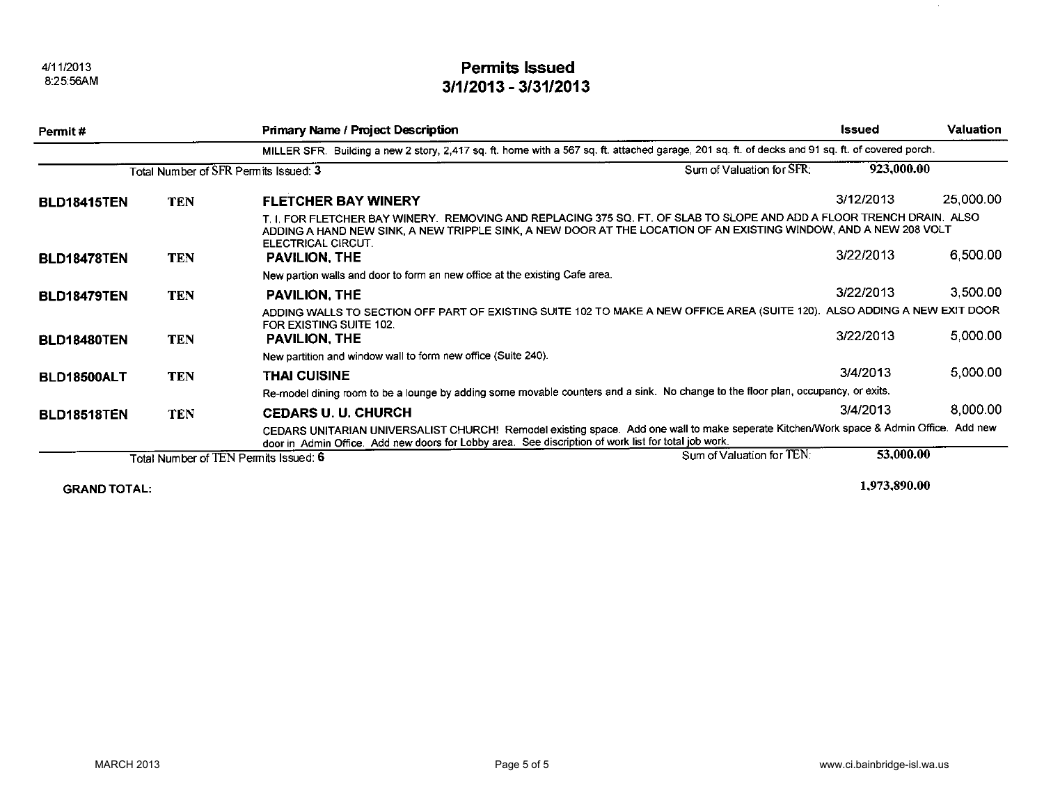4/11/2013
8:25:56AM

# Permits Issued
## 3/1/2013 - 3/31/2013

| Permit # | | Primary Name / Project Description | Issued | Valuation |
|---|---|---|---|---|
| | | MILLER SFR. Building a new 2 story, 2,417 sq. ft. home with a 567 sq. ft. attached garage, 201 sq. ft. of decks and 91 sq. ft. of covered porch. | | |
| Total Number of SFR Permits Issued: 3 | | Sum of Valuation for SFR: | 923,000.00 | |
| **BLD18415TEN** | **TEN** | **FLETCHER BAY WINERY** | 3/12/2013 | 25,000.00 |
| | | T. I. FOR FLETCHER BAY WINERY. REMOVING AND REPLACING 375 SQ. FT. OF SLAB TO SLOPE AND ADD A FLOOR TRENCH DRAIN. ALSO ADDING A HAND NEW SINK, A NEW TRIPPLE SINK, A NEW DOOR AT THE LOCATION OF AN EXISTING WINDOW, AND A NEW 208 VOLT ELECTRICAL CIRCUT. | | |
| **BLD18478TEN** | **TEN** | **PAVILION, THE** | 3/22/2013 | 6,500.00 |
| | | New partion walls and door to form an new office at the existing Cafe area. | | |
| **BLD18479TEN** | **TEN** | **PAVILION, THE** | 3/22/2013 | 3,500.00 |
| | | ADDING WALLS TO SECTION OFF PART OF EXISTING SUITE 102 TO MAKE A NEW OFFICE AREA (SUITE 120). ALSO ADDING A NEW EXIT DOOR FOR EXISTING SUITE 102. | | |
| **BLD18480TEN** | **TEN** | **PAVILION, THE** | 3/22/2013 | 5,000.00 |
| | | New partition and window wall to form new office (Suite 240). | | |
| **BLD18500ALT** | **TEN** | **THAI CUISINE** | 3/4/2013 | 5,000.00 |
| | | Re-model dining room to be a lounge by adding some movable counters and a sink. No change to the floor plan, occupancy, or exits. | | |
| **BLD18518TEN** | **TEN** | **CEDARS U. U. CHURCH** | 3/4/2013 | 8,000.00 |
| | | CEDARS UNITARIAN UNIVERSALIST CHURCH! Remodel existing space. Add one wall to make seperate Kitchen/Work space & Admin Office. Add new door in Admin Office. Add new doors for Lobby area. See discription of work list for total job work. | | |
| Total Number of TEN Permits Issued: 6 | | Sum of Valuation for TEN: | 53,000.00 | |

**GRAND TOTAL:** 1,973,890.00

MARCH 2013

www.ci.bainbridge-isl.wa.us